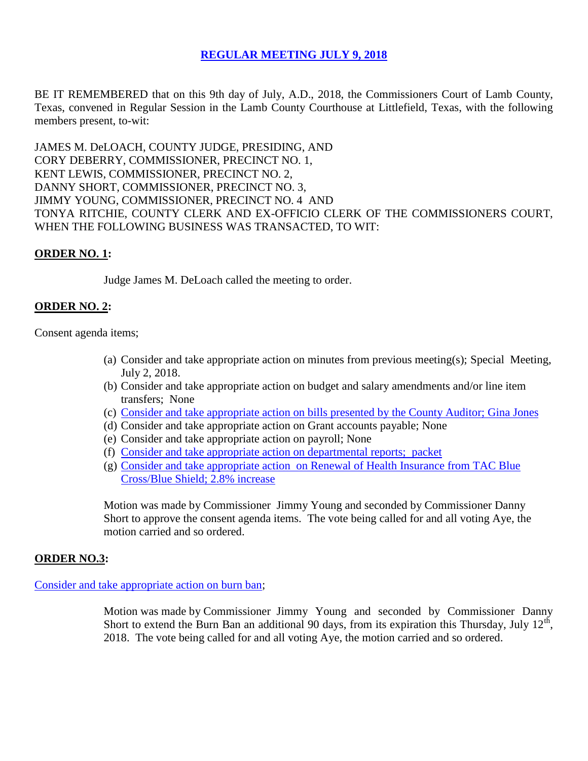## REGULAR MEETING JULY 9, 2018

BE IT REMEMBERED that on this 9th day of July, A.D., 2018, the Commissioners Court of Lamb County, Texas, convened in Regular Session in the Lamb County Courthouse at Littlefield, Texas, with the following members present, to-wit:

JAMES M. DeLOACH, COUNTY JUDGE, PRESIDING, AND
CORY DEBERRY, COMMISSIONER, PRECINCT NO. 1,
KENT LEWIS, COMMISSIONER, PRECINCT NO. 2,
DANNY SHORT, COMMISSIONER, PRECINCT NO. 3,
JIMMY YOUNG, COMMISSIONER, PRECINCT NO. 4 AND
TONYA RITCHIE, COUNTY CLERK AND EX-OFFICIO CLERK OF THE COMMISSIONERS COURT, WHEN THE FOLLOWING BUSINESS WAS TRANSACTED, TO WIT:

**ORDER NO. 1:**

Judge James M. DeLoach called the meeting to order.

**ORDER NO. 2:**

Consent agenda items;

(a) Consider and take appropriate action on minutes from previous meeting(s); Special Meeting, July 2, 2018.
(b) Consider and take appropriate action on budget and salary amendments and/or line item transfers; None
(c) Consider and take appropriate action on bills presented by the County Auditor; Gina Jones
(d) Consider and take appropriate action on Grant accounts payable; None
(e) Consider and take appropriate action on payroll; None
(f) Consider and take appropriate action on departmental reports; packet
(g) Consider and take appropriate action on Renewal of Health Insurance from TAC Blue Cross/Blue Shield; 2.8% increase

Motion was made by Commissioner Jimmy Young and seconded by Commissioner Danny Short to approve the consent agenda items. The vote being called for and all voting Aye, the motion carried and so ordered.

**ORDER NO.3:**

Consider and take appropriate action on burn ban;

Motion was made by Commissioner Jimmy Young and seconded by Commissioner Danny Short to extend the Burn Ban an additional 90 days, from its expiration this Thursday, July 12th, 2018. The vote being called for and all voting Aye, the motion carried and so ordered.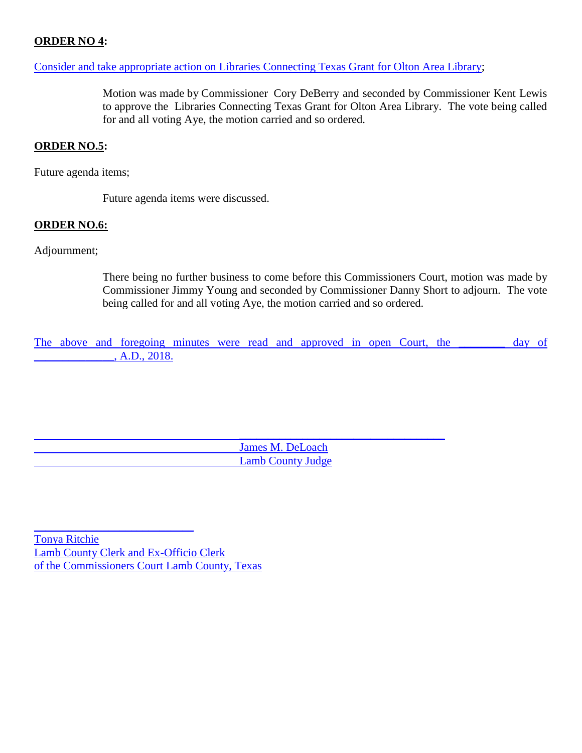**ORDER NO 4:**

Consider and take appropriate action on Libraries Connecting Texas Grant for Olton Area Library;

Motion was made by Commissioner Cory DeBerry and seconded by Commissioner Kent Lewis to approve the Libraries Connecting Texas Grant for Olton Area Library. The vote being called for and all voting Aye, the motion carried and so ordered.

**ORDER NO.5:**

Future agenda items;

Future agenda items were discussed.

**ORDER NO.6:**

Adjournment;

There being no further business to come before this Commissioners Court, motion was made by Commissioner Jimmy Young and seconded by Commissioner Danny Short to adjourn. The vote being called for and all voting Aye, the motion carried and so ordered.

The above and foregoing minutes were read and approved in open Court, the ________ day of ______________, A.D., 2018.

_________________________________

James M. DeLoach
Lamb County Judge

__________________________

Tonya Ritchie
Lamb County Clerk and Ex-Officio Clerk
of the Commissioners Court Lamb County, Texas